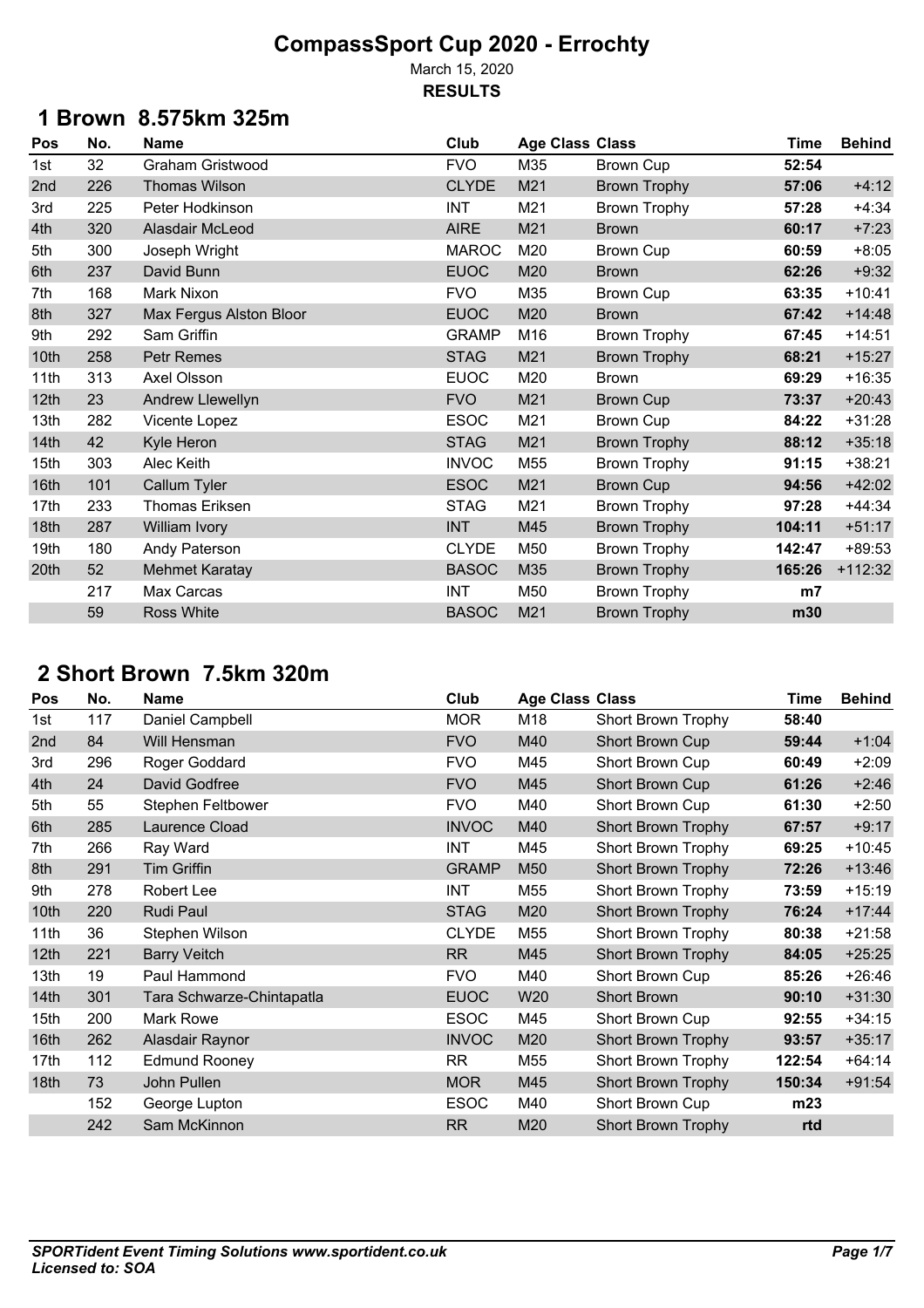# CompassSport Cup 2020 - Errochty

March 15, 2020

**RESULTS**

## 1 Brown 8.575km 325m

| Pos | No. | Name | Club | Age Class | Class | Time | Behind |
|---|---|---|---|---|---|---|---|
| 1st | 32 | Graham Gristwood | FVO | M35 | Brown Cup | **52:54** | |
| 2nd | 226 | Thomas Wilson | CLYDE | M21 | Brown Trophy | **57:06** | +4:12 |
| 3rd | 225 | Peter Hodkinson | INT | M21 | Brown Trophy | **57:28** | +4:34 |
| 4th | 320 | Alasdair McLeod | AIRE | M21 | Brown | **60:17** | +7:23 |
| 5th | 300 | Joseph Wright | MAROC | M20 | Brown Cup | **60:59** | +8:05 |
| 6th | 237 | David Bunn | EUOC | M20 | Brown | **62:26** | +9:32 |
| 7th | 168 | Mark Nixon | FVO | M35 | Brown Cup | **63:35** | +10:41 |
| 8th | 327 | Max Fergus Alston Bloor | EUOC | M20 | Brown | **67:42** | +14:48 |
| 9th | 292 | Sam Griffin | GRAMP | M16 | Brown Trophy | **67:45** | +14:51 |
| 10th | 258 | Petr Remes | STAG | M21 | Brown Trophy | **68:21** | +15:27 |
| 11th | 313 | Axel Olsson | EUOC | M20 | Brown | **69:29** | +16:35 |
| 12th | 23 | Andrew Llewellyn | FVO | M21 | Brown Cup | **73:37** | +20:43 |
| 13th | 282 | Vicente Lopez | ESOC | M21 | Brown Cup | **84:22** | +31:28 |
| 14th | 42 | Kyle Heron | STAG | M21 | Brown Trophy | **88:12** | +35:18 |
| 15th | 303 | Alec Keith | INVOC | M55 | Brown Trophy | **91:15** | +38:21 |
| 16th | 101 | Callum Tyler | ESOC | M21 | Brown Cup | **94:56** | +42:02 |
| 17th | 233 | Thomas Eriksen | STAG | M21 | Brown Trophy | **97:28** | +44:34 |
| 18th | 287 | William Ivory | INT | M45 | Brown Trophy | **104:11** | +51:17 |
| 19th | 180 | Andy Paterson | CLYDE | M50 | Brown Trophy | **142:47** | +89:53 |
| 20th | 52 | Mehmet Karatay | BASOC | M35 | Brown Trophy | **165:26** | +112:32 |
| | 217 | Max Carcas | INT | M50 | Brown Trophy | **m7** | |
| | 59 | Ross White | BASOC | M21 | Brown Trophy | **m30** | |

## 2 Short Brown 7.5km 320m

| Pos | No. | Name | Club | Age Class | Class | Time | Behind |
|---|---|---|---|---|---|---|---|
| 1st | 117 | Daniel Campbell | MOR | M18 | Short Brown Trophy | **58:40** | |
| 2nd | 84 | Will Hensman | FVO | M40 | Short Brown Cup | **59:44** | +1:04 |
| 3rd | 296 | Roger Goddard | FVO | M45 | Short Brown Cup | **60:49** | +2:09 |
| 4th | 24 | David Godfree | FVO | M45 | Short Brown Cup | **61:26** | +2:46 |
| 5th | 55 | Stephen Feltbower | FVO | M40 | Short Brown Cup | **61:30** | +2:50 |
| 6th | 285 | Laurence Cload | INVOC | M40 | Short Brown Trophy | **67:57** | +9:17 |
| 7th | 266 | Ray Ward | INT | M45 | Short Brown Trophy | **69:25** | +10:45 |
| 8th | 291 | Tim Griffin | GRAMP | M50 | Short Brown Trophy | **72:26** | +13:46 |
| 9th | 278 | Robert Lee | INT | M55 | Short Brown Trophy | **73:59** | +15:19 |
| 10th | 220 | Rudi Paul | STAG | M20 | Short Brown Trophy | **76:24** | +17:44 |
| 11th | 36 | Stephen Wilson | CLYDE | M55 | Short Brown Trophy | **80:38** | +21:58 |
| 12th | 221 | Barry Veitch | RR | M45 | Short Brown Trophy | **84:05** | +25:25 |
| 13th | 19 | Paul Hammond | FVO | M40 | Short Brown Cup | **85:26** | +26:46 |
| 14th | 301 | Tara Schwarze-Chintapatla | EUOC | W20 | Short Brown | **90:10** | +31:30 |
| 15th | 200 | Mark Rowe | ESOC | M45 | Short Brown Cup | **92:55** | +34:15 |
| 16th | 262 | Alasdair Raynor | INVOC | M20 | Short Brown Trophy | **93:57** | +35:17 |
| 17th | 112 | Edmund Rooney | RR | M55 | Short Brown Trophy | **122:54** | +64:14 |
| 18th | 73 | John Pullen | MOR | M45 | Short Brown Trophy | **150:34** | +91:54 |
| | 152 | George Lupton | ESOC | M40 | Short Brown Cup | **m23** | |
| | 242 | Sam McKinnon | RR | M20 | Short Brown Trophy | **rtd** | |

***SPORTident Event Timing Solutions www.sportident.co.uk***
***Licensed to: SOA***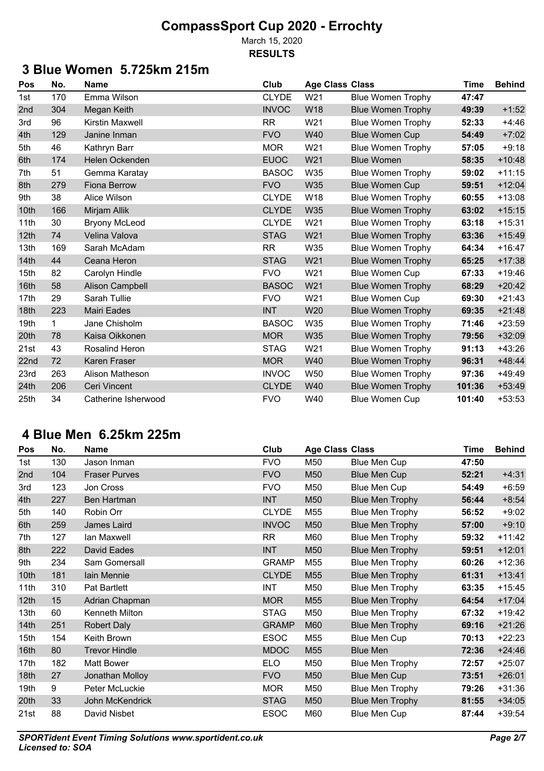# CompassSport Cup 2020 - Errochty

March 15, 2020

**RESULTS**

## 3 Blue Women 5.725km 215m

| Pos | No. | Name | Club | Age Class | Class | Time | Behind |
|---|---|---|---|---|---|---|---|
| 1st | 170 | Emma Wilson | CLYDE | W21 | Blue Women Trophy | **47:47** | |
| 2nd | 304 | Megan Keith | INVOC | W18 | Blue Women Trophy | **49:39** | +1:52 |
| 3rd | 96 | Kirstin Maxwell | RR | W21 | Blue Women Trophy | **52:33** | +4:46 |
| 4th | 129 | Janine Inman | FVO | W40 | Blue Women Cup | **54:49** | +7:02 |
| 5th | 46 | Kathryn Barr | MOR | W21 | Blue Women Trophy | **57:05** | +9:18 |
| 6th | 174 | Helen Ockenden | EUOC | W21 | Blue Women | **58:35** | +10:48 |
| 7th | 51 | Gemma Karatay | BASOC | W35 | Blue Women Trophy | **59:02** | +11:15 |
| 8th | 279 | Fiona Berrow | FVO | W35 | Blue Women Cup | **59:51** | +12:04 |
| 9th | 38 | Alice Wilson | CLYDE | W18 | Blue Women Trophy | **60:55** | +13:08 |
| 10th | 166 | Mirjam Allik | CLYDE | W35 | Blue Women Trophy | **63:02** | +15:15 |
| 11th | 30 | Bryony McLeod | CLYDE | W21 | Blue Women Trophy | **63:18** | +15:31 |
| 12th | 74 | Velina Valova | STAG | W21 | Blue Women Trophy | **63:36** | +15:49 |
| 13th | 169 | Sarah McAdam | RR | W35 | Blue Women Trophy | **64:34** | +16:47 |
| 14th | 44 | Ceana Heron | STAG | W21 | Blue Women Trophy | **65:25** | +17:38 |
| 15th | 82 | Carolyn Hindle | FVO | W21 | Blue Women Cup | **67:33** | +19:46 |
| 16th | 58 | Alison Campbell | BASOC | W21 | Blue Women Trophy | **68:29** | +20:42 |
| 17th | 29 | Sarah Tullie | FVO | W21 | Blue Women Cup | **69:30** | +21:43 |
| 18th | 223 | Mairi Eades | INT | W20 | Blue Women Trophy | **69:35** | +21:48 |
| 19th | 1 | Jane Chisholm | BASOC | W35 | Blue Women Trophy | **71:46** | +23:59 |
| 20th | 78 | Kaisa Oikkonen | MOR | W35 | Blue Women Trophy | **79:56** | +32:09 |
| 21st | 43 | Rosalind Heron | STAG | W21 | Blue Women Trophy | **91:13** | +43:26 |
| 22nd | 72 | Karen Fraser | MOR | W40 | Blue Women Trophy | **96:31** | +48:44 |
| 23rd | 263 | Alison Matheson | INVOC | W50 | Blue Women Trophy | **97:36** | +49:49 |
| 24th | 206 | Ceri Vincent | CLYDE | W40 | Blue Women Trophy | **101:36** | +53:49 |
| 25th | 34 | Catherine Isherwood | FVO | W40 | Blue Women Cup | **101:40** | +53:53 |

## 4 Blue Men 6.25km 225m

| Pos | No. | Name | Club | Age Class | Class | Time | Behind |
|---|---|---|---|---|---|---|---|
| 1st | 130 | Jason Inman | FVO | M50 | Blue Men Cup | **47:50** | |
| 2nd | 104 | Fraser Purves | FVO | M50 | Blue Men Cup | **52:21** | +4:31 |
| 3rd | 123 | Jon Cross | FVO | M50 | Blue Men Cup | **54:49** | +6:59 |
| 4th | 227 | Ben Hartman | INT | M50 | Blue Men Trophy | **56:44** | +8:54 |
| 5th | 140 | Robin Orr | CLYDE | M55 | Blue Men Trophy | **56:52** | +9:02 |
| 6th | 259 | James Laird | INVOC | M50 | Blue Men Trophy | **57:00** | +9:10 |
| 7th | 127 | Ian Maxwell | RR | M60 | Blue Men Trophy | **59:32** | +11:42 |
| 8th | 222 | David Eades | INT | M50 | Blue Men Trophy | **59:51** | +12:01 |
| 9th | 234 | Sam Gomersall | GRAMP | M55 | Blue Men Trophy | **60:26** | +12:36 |
| 10th | 181 | Iain Mennie | CLYDE | M55 | Blue Men Trophy | **61:31** | +13:41 |
| 11th | 310 | Pat Bartlett | INT | M50 | Blue Men Trophy | **63:35** | +15:45 |
| 12th | 15 | Adrian Chapman | MOR | M55 | Blue Men Trophy | **64:54** | +17:04 |
| 13th | 60 | Kenneth Milton | STAG | M50 | Blue Men Trophy | **67:32** | +19:42 |
| 14th | 251 | Robert Daly | GRAMP | M60 | Blue Men Trophy | **69:16** | +21:26 |
| 15th | 154 | Keith Brown | ESOC | M55 | Blue Men Cup | **70:13** | +22:23 |
| 16th | 80 | Trevor Hindle | MDOC | M55 | Blue Men | **72:36** | +24:46 |
| 17th | 182 | Matt Bower | ELO | M50 | Blue Men Trophy | **72:57** | +25:07 |
| 18th | 27 | Jonathan Molloy | FVO | M50 | Blue Men Cup | **73:51** | +26:01 |
| 19th | 9 | Peter McLuckie | MOR | M50 | Blue Men Trophy | **79:26** | +31:36 |
| 20th | 33 | John McKendrick | STAG | M50 | Blue Men Trophy | **81:55** | +34:05 |
| 21st | 88 | David Nisbet | ESOC | M60 | Blue Men Cup | **87:44** | +39:54 |

*SPORTident Event Timing Solutions www.sportident.co.uk*
*Licensed to: SOA*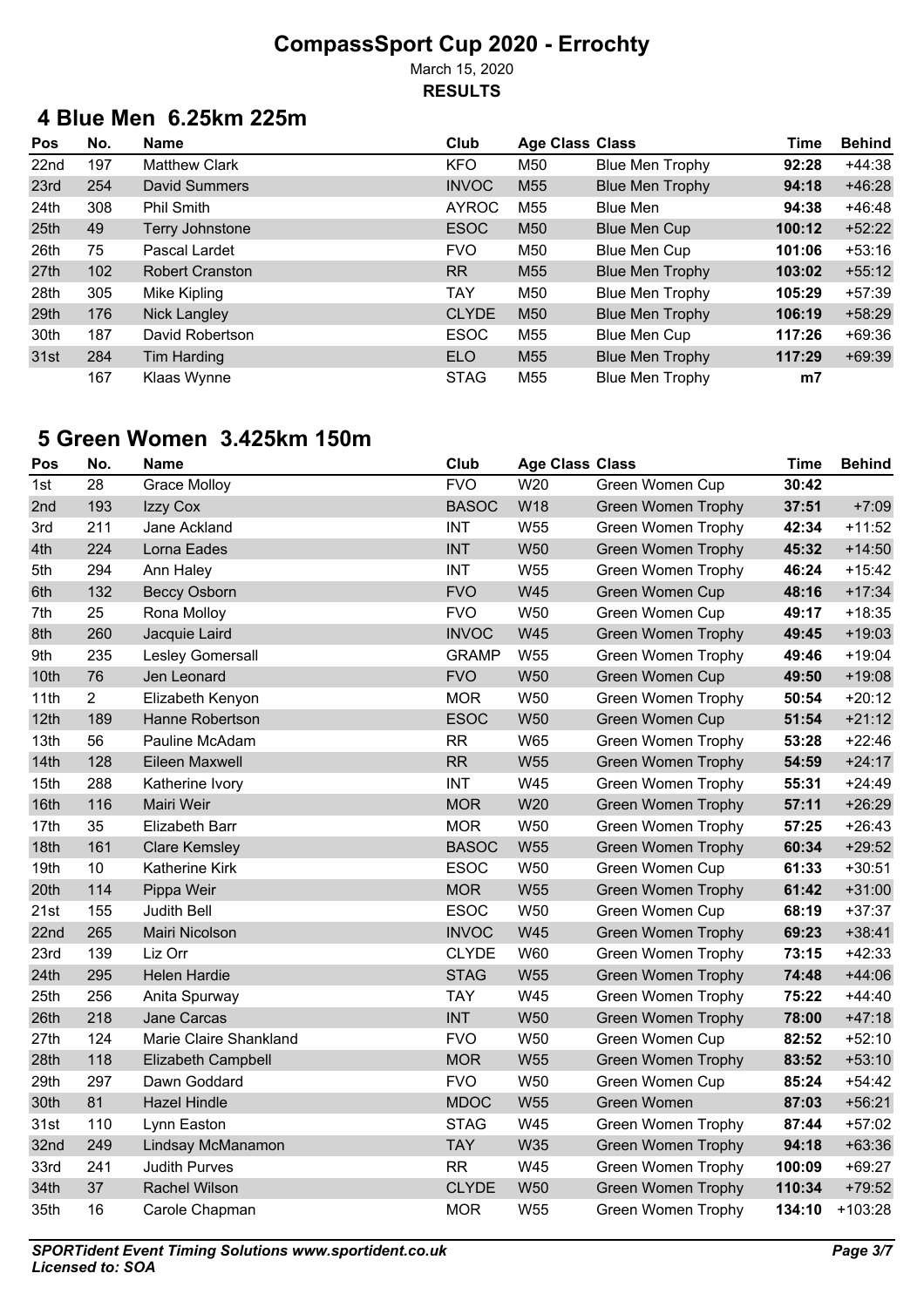# CompassSport Cup 2020 - Errochty

March 15, 2020

**RESULTS**

## 4 Blue Men 6.25km 225m

| Pos | No. | Name | Club | Age Class | Class | Time | Behind |
|---|---|---|---|---|---|---|---|
| 22nd | 197 | Matthew Clark | KFO | M50 | Blue Men Trophy | **92:28** | +44:38 |
| 23rd | 254 | David Summers | INVOC | M55 | Blue Men Trophy | **94:18** | +46:28 |
| 24th | 308 | Phil Smith | AYROC | M55 | Blue Men | **94:38** | +46:48 |
| 25th | 49 | Terry Johnstone | ESOC | M50 | Blue Men Cup | **100:12** | +52:22 |
| 26th | 75 | Pascal Lardet | FVO | M50 | Blue Men Cup | **101:06** | +53:16 |
| 27th | 102 | Robert Cranston | RR | M55 | Blue Men Trophy | **103:02** | +55:12 |
| 28th | 305 | Mike Kipling | TAY | M50 | Blue Men Trophy | **105:29** | +57:39 |
| 29th | 176 | Nick Langley | CLYDE | M50 | Blue Men Trophy | **106:19** | +58:29 |
| 30th | 187 | David Robertson | ESOC | M55 | Blue Men Cup | **117:26** | +69:36 |
| 31st | 284 | Tim Harding | ELO | M55 | Blue Men Trophy | **117:29** | +69:39 |
| | 167 | Klaas Wynne | STAG | M55 | Blue Men Trophy | **m7** | |

## 5 Green Women 3.425km 150m

| Pos | No. | Name | Club | Age Class | Class | Time | Behind |
|---|---|---|---|---|---|---|---|
| 1st | 28 | Grace Molloy | FVO | W20 | Green Women Cup | **30:42** | |
| 2nd | 193 | Izzy Cox | BASOC | W18 | Green Women Trophy | **37:51** | +7:09 |
| 3rd | 211 | Jane Ackland | INT | W55 | Green Women Trophy | **42:34** | +11:52 |
| 4th | 224 | Lorna Eades | INT | W50 | Green Women Trophy | **45:32** | +14:50 |
| 5th | 294 | Ann Haley | INT | W55 | Green Women Trophy | **46:24** | +15:42 |
| 6th | 132 | Beccy Osborn | FVO | W45 | Green Women Cup | **48:16** | +17:34 |
| 7th | 25 | Rona Molloy | FVO | W50 | Green Women Cup | **49:17** | +18:35 |
| 8th | 260 | Jacquie Laird | INVOC | W45 | Green Women Trophy | **49:45** | +19:03 |
| 9th | 235 | Lesley Gomersall | GRAMP | W55 | Green Women Trophy | **49:46** | +19:04 |
| 10th | 76 | Jen Leonard | FVO | W50 | Green Women Cup | **49:50** | +19:08 |
| 11th | 2 | Elizabeth Kenyon | MOR | W50 | Green Women Trophy | **50:54** | +20:12 |
| 12th | 189 | Hanne Robertson | ESOC | W50 | Green Women Cup | **51:54** | +21:12 |
| 13th | 56 | Pauline McAdam | RR | W65 | Green Women Trophy | **53:28** | +22:46 |
| 14th | 128 | Eileen Maxwell | RR | W55 | Green Women Trophy | **54:59** | +24:17 |
| 15th | 288 | Katherine Ivory | INT | W45 | Green Women Trophy | **55:31** | +24:49 |
| 16th | 116 | Mairi Weir | MOR | W20 | Green Women Trophy | **57:11** | +26:29 |
| 17th | 35 | Elizabeth Barr | MOR | W50 | Green Women Trophy | **57:25** | +26:43 |
| 18th | 161 | Clare Kemsley | BASOC | W55 | Green Women Trophy | **60:34** | +29:52 |
| 19th | 10 | Katherine Kirk | ESOC | W50 | Green Women Cup | **61:33** | +30:51 |
| 20th | 114 | Pippa Weir | MOR | W55 | Green Women Trophy | **61:42** | +31:00 |
| 21st | 155 | Judith Bell | ESOC | W50 | Green Women Cup | **68:19** | +37:37 |
| 22nd | 265 | Mairi Nicolson | INVOC | W45 | Green Women Trophy | **69:23** | +38:41 |
| 23rd | 139 | Liz Orr | CLYDE | W60 | Green Women Trophy | **73:15** | +42:33 |
| 24th | 295 | Helen Hardie | STAG | W55 | Green Women Trophy | **74:48** | +44:06 |
| 25th | 256 | Anita Spurway | TAY | W45 | Green Women Trophy | **75:22** | +44:40 |
| 26th | 218 | Jane Carcas | INT | W50 | Green Women Trophy | **78:00** | +47:18 |
| 27th | 124 | Marie Claire Shankland | FVO | W50 | Green Women Cup | **82:52** | +52:10 |
| 28th | 118 | Elizabeth Campbell | MOR | W55 | Green Women Trophy | **83:52** | +53:10 |
| 29th | 297 | Dawn Goddard | FVO | W50 | Green Women Cup | **85:24** | +54:42 |
| 30th | 81 | Hazel Hindle | MDOC | W55 | Green Women | **87:03** | +56:21 |
| 31st | 110 | Lynn Easton | STAG | W45 | Green Women Trophy | **87:44** | +57:02 |
| 32nd | 249 | Lindsay McManamon | TAY | W35 | Green Women Trophy | **94:18** | +63:36 |
| 33rd | 241 | Judith Purves | RR | W45 | Green Women Trophy | **100:09** | +69:27 |
| 34th | 37 | Rachel Wilson | CLYDE | W50 | Green Women Trophy | **110:34** | +79:52 |
| 35th | 16 | Carole Chapman | MOR | W55 | Green Women Trophy | **134:10** | +103:28 |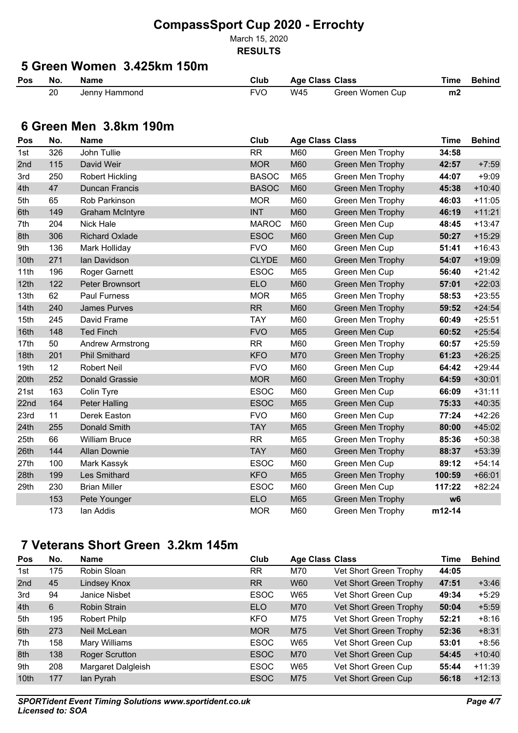# CompassSport Cup 2020 - Errochty

March 15, 2020

**RESULTS**

## 5 Green Women 3.425km 150m

| Pos | No. | Name | Club | Age Class | Class | Time | Behind |
|---|---|---|---|---|---|---|---|
| | 20 | Jenny Hammond | FVO | W45 | Green Women Cup | **m2** | |

## 6 Green Men 3.8km 190m

| Pos | No. | Name | Club | Age Class | Class | Time | Behind |
|---|---|---|---|---|---|---|---|
| 1st | 326 | John Tullie | RR | M60 | Green Men Trophy | **34:58** | |
| 2nd | 115 | David Weir | MOR | M60 | Green Men Trophy | **42:57** | +7:59 |
| 3rd | 250 | Robert Hickling | BASOC | M65 | Green Men Trophy | **44:07** | +9:09 |
| 4th | 47 | Duncan Francis | BASOC | M60 | Green Men Trophy | **45:38** | +10:40 |
| 5th | 65 | Rob Parkinson | MOR | M60 | Green Men Trophy | **46:03** | +11:05 |
| 6th | 149 | Graham McIntyre | INT | M60 | Green Men Trophy | **46:19** | +11:21 |
| 7th | 204 | Nick Hale | MAROC | M60 | Green Men Cup | **48:45** | +13:47 |
| 8th | 306 | Richard Oxlade | ESOC | M60 | Green Men Cup | **50:27** | +15:29 |
| 9th | 136 | Mark Holliday | FVO | M60 | Green Men Cup | **51:41** | +16:43 |
| 10th | 271 | Ian Davidson | CLYDE | M60 | Green Men Trophy | **54:07** | +19:09 |
| 11th | 196 | Roger Garnett | ESOC | M65 | Green Men Cup | **56:40** | +21:42 |
| 12th | 122 | Peter Brownsort | ELO | M60 | Green Men Trophy | **57:01** | +22:03 |
| 13th | 62 | Paul Furness | MOR | M65 | Green Men Trophy | **58:53** | +23:55 |
| 14th | 240 | James Purves | RR | M60 | Green Men Trophy | **59:52** | +24:54 |
| 15th | 245 | David Frame | TAY | M60 | Green Men Trophy | **60:49** | +25:51 |
| 16th | 148 | Ted Finch | FVO | M65 | Green Men Cup | **60:52** | +25:54 |
| 17th | 50 | Andrew Armstrong | RR | M60 | Green Men Trophy | **60:57** | +25:59 |
| 18th | 201 | Phil Smithard | KFO | M70 | Green Men Trophy | **61:23** | +26:25 |
| 19th | 12 | Robert Neil | FVO | M60 | Green Men Cup | **64:42** | +29:44 |
| 20th | 252 | Donald Grassie | MOR | M60 | Green Men Trophy | **64:59** | +30:01 |
| 21st | 163 | Colin Tyre | ESOC | M60 | Green Men Cup | **66:09** | +31:11 |
| 22nd | 164 | Peter Halling | ESOC | M65 | Green Men Cup | **75:33** | +40:35 |
| 23rd | 11 | Derek Easton | FVO | M60 | Green Men Cup | **77:24** | +42:26 |
| 24th | 255 | Donald Smith | TAY | M65 | Green Men Trophy | **80:00** | +45:02 |
| 25th | 66 | William Bruce | RR | M65 | Green Men Trophy | **85:36** | +50:38 |
| 26th | 144 | Allan Downie | TAY | M60 | Green Men Trophy | **88:37** | +53:39 |
| 27th | 100 | Mark Kassyk | ESOC | M60 | Green Men Cup | **89:12** | +54:14 |
| 28th | 199 | Les Smithard | KFO | M65 | Green Men Trophy | **100:59** | +66:01 |
| 29th | 230 | Brian Miller | ESOC | M60 | Green Men Cup | **117:22** | +82:24 |
| | 153 | Pete Younger | ELO | M65 | Green Men Trophy | **w6** | |
| | 173 | Ian Addis | MOR | M60 | Green Men Trophy | **m12-14** | |

## 7 Veterans Short Green 3.2km 145m

| Pos | No. | Name | Club | Age Class | Class | Time | Behind |
|---|---|---|---|---|---|---|---|
| 1st | 175 | Robin Sloan | RR | M70 | Vet Short Green Trophy | **44:05** | |
| 2nd | 45 | Lindsey Knox | RR | W60 | Vet Short Green Trophy | **47:51** | +3:46 |
| 3rd | 94 | Janice Nisbet | ESOC | W65 | Vet Short Green Cup | **49:34** | +5:29 |
| 4th | 6 | Robin Strain | ELO | M70 | Vet Short Green Trophy | **50:04** | +5:59 |
| 5th | 195 | Robert Philp | KFO | M75 | Vet Short Green Trophy | **52:21** | +8:16 |
| 6th | 273 | Neil McLean | MOR | M75 | Vet Short Green Trophy | **52:36** | +8:31 |
| 7th | 158 | Mary Williams | ESOC | W65 | Vet Short Green Cup | **53:01** | +8:56 |
| 8th | 138 | Roger Scrutton | ESOC | M70 | Vet Short Green Cup | **54:45** | +10:40 |
| 9th | 208 | Margaret Dalgleish | ESOC | W65 | Vet Short Green Cup | **55:44** | +11:39 |
| 10th | 177 | Ian Pyrah | ESOC | M75 | Vet Short Green Cup | **56:18** | +12:13 |

*SPORTident Event Timing Solutions www.sportident.co.uk*
*Licensed to: SOA*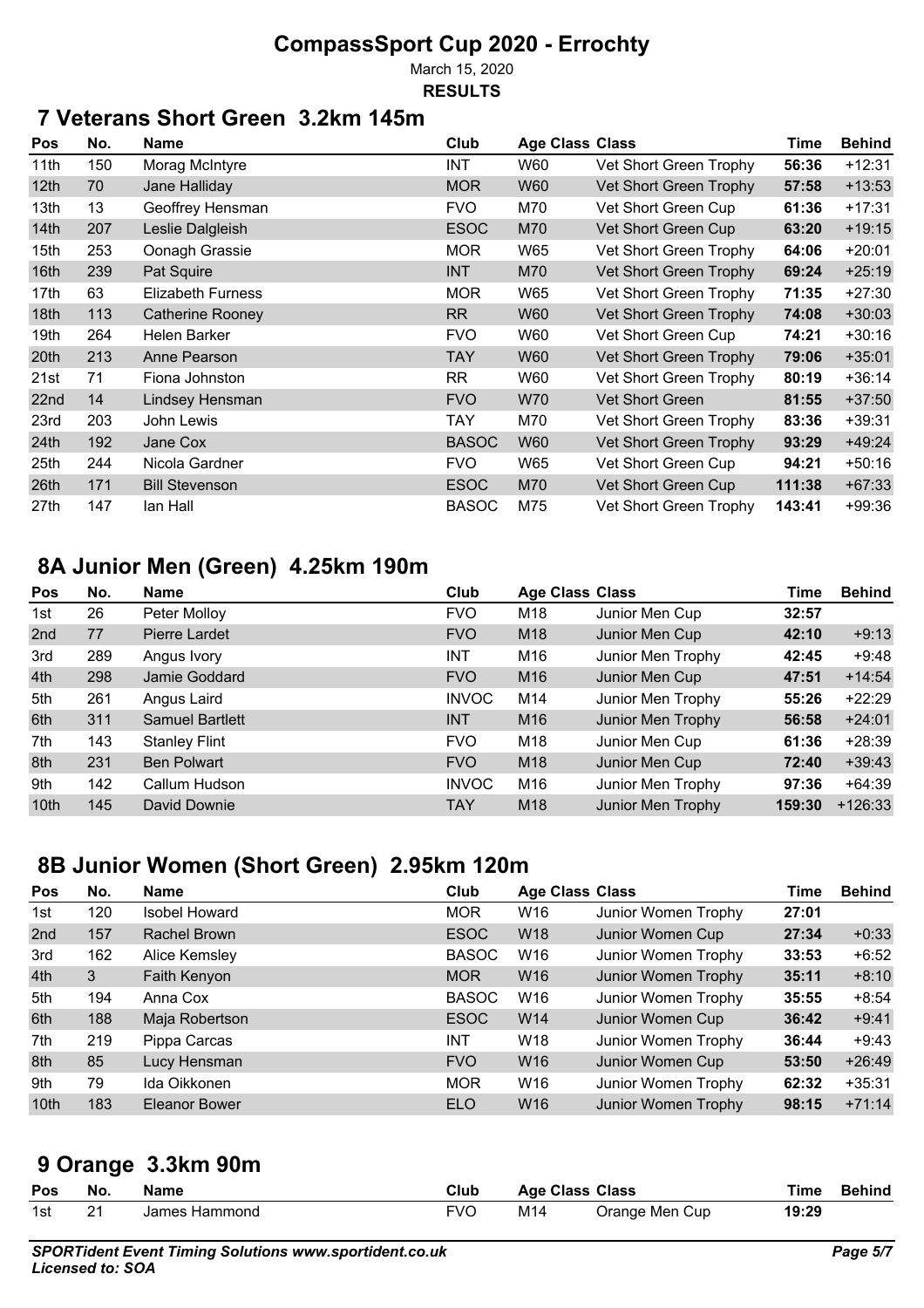# CompassSport Cup 2020 - Errochty

March 15, 2020

**RESULTS**

## 7 Veterans Short Green 3.2km 145m

| Pos | No. | Name | Club | Age Class | Class | Time | Behind |
|---|---|---|---|---|---|---|---|
| 11th | 150 | Morag McIntyre | INT | W60 | Vet Short Green Trophy | **56:36** | +12:31 |
| 12th | 70 | Jane Halliday | MOR | W60 | Vet Short Green Trophy | **57:58** | +13:53 |
| 13th | 13 | Geoffrey Hensman | FVO | M70 | Vet Short Green Cup | **61:36** | +17:31 |
| 14th | 207 | Leslie Dalgleish | ESOC | M70 | Vet Short Green Cup | **63:20** | +19:15 |
| 15th | 253 | Oonagh Grassie | MOR | W65 | Vet Short Green Trophy | **64:06** | +20:01 |
| 16th | 239 | Pat Squire | INT | M70 | Vet Short Green Trophy | **69:24** | +25:19 |
| 17th | 63 | Elizabeth Furness | MOR | W65 | Vet Short Green Trophy | **71:35** | +27:30 |
| 18th | 113 | Catherine Rooney | RR | W60 | Vet Short Green Trophy | **74:08** | +30:03 |
| 19th | 264 | Helen Barker | FVO | W60 | Vet Short Green Cup | **74:21** | +30:16 |
| 20th | 213 | Anne Pearson | TAY | W60 | Vet Short Green Trophy | **79:06** | +35:01 |
| 21st | 71 | Fiona Johnston | RR | W60 | Vet Short Green Trophy | **80:19** | +36:14 |
| 22nd | 14 | Lindsey Hensman | FVO | W70 | Vet Short Green | **81:55** | +37:50 |
| 23rd | 203 | John Lewis | TAY | M70 | Vet Short Green Trophy | **83:36** | +39:31 |
| 24th | 192 | Jane Cox | BASOC | W60 | Vet Short Green Trophy | **93:29** | +49:24 |
| 25th | 244 | Nicola Gardner | FVO | W65 | Vet Short Green Cup | **94:21** | +50:16 |
| 26th | 171 | Bill Stevenson | ESOC | M70 | Vet Short Green Cup | **111:38** | +67:33 |
| 27th | 147 | Ian Hall | BASOC | M75 | Vet Short Green Trophy | **143:41** | +99:36 |

## 8A Junior Men (Green) 4.25km 190m

| Pos | No. | Name | Club | Age Class | Class | Time | Behind |
|---|---|---|---|---|---|---|---|
| 1st | 26 | Peter Molloy | FVO | M18 | Junior Men Cup | **32:57** | |
| 2nd | 77 | Pierre Lardet | FVO | M18 | Junior Men Cup | **42:10** | +9:13 |
| 3rd | 289 | Angus Ivory | INT | M16 | Junior Men Trophy | **42:45** | +9:48 |
| 4th | 298 | Jamie Goddard | FVO | M16 | Junior Men Cup | **47:51** | +14:54 |
| 5th | 261 | Angus Laird | INVOC | M14 | Junior Men Trophy | **55:26** | +22:29 |
| 6th | 311 | Samuel Bartlett | INT | M16 | Junior Men Trophy | **56:58** | +24:01 |
| 7th | 143 | Stanley Flint | FVO | M18 | Junior Men Cup | **61:36** | +28:39 |
| 8th | 231 | Ben Polwart | FVO | M18 | Junior Men Cup | **72:40** | +39:43 |
| 9th | 142 | Callum Hudson | INVOC | M16 | Junior Men Trophy | **97:36** | +64:39 |
| 10th | 145 | David Downie | TAY | M18 | Junior Men Trophy | **159:30** | +126:33 |

## 8B Junior Women (Short Green) 2.95km 120m

| Pos | No. | Name | Club | Age Class | Class | Time | Behind |
|---|---|---|---|---|---|---|---|
| 1st | 120 | Isobel Howard | MOR | W16 | Junior Women Trophy | **27:01** | |
| 2nd | 157 | Rachel Brown | ESOC | W18 | Junior Women Cup | **27:34** | +0:33 |
| 3rd | 162 | Alice Kemsley | BASOC | W16 | Junior Women Trophy | **33:53** | +6:52 |
| 4th | 3 | Faith Kenyon | MOR | W16 | Junior Women Trophy | **35:11** | +8:10 |
| 5th | 194 | Anna Cox | BASOC | W16 | Junior Women Trophy | **35:55** | +8:54 |
| 6th | 188 | Maja Robertson | ESOC | W14 | Junior Women Cup | **36:42** | +9:41 |
| 7th | 219 | Pippa Carcas | INT | W18 | Junior Women Trophy | **36:44** | +9:43 |
| 8th | 85 | Lucy Hensman | FVO | W16 | Junior Women Cup | **53:50** | +26:49 |
| 9th | 79 | Ida Oikkonen | MOR | W16 | Junior Women Trophy | **62:32** | +35:31 |
| 10th | 183 | Eleanor Bower | ELO | W16 | Junior Women Trophy | **98:15** | +71:14 |

## 9 Orange 3.3km 90m

| Pos | No. | Name | Club | Age Class | Class | Time | Behind |
|---|---|---|---|---|---|---|---|
| 1st | 21 | James Hammond | FVO | M14 | Orange Men Cup | **19:29** | |

***SPORTident Event Timing Solutions www.sportident.co.uk***
***Licensed to: SOA***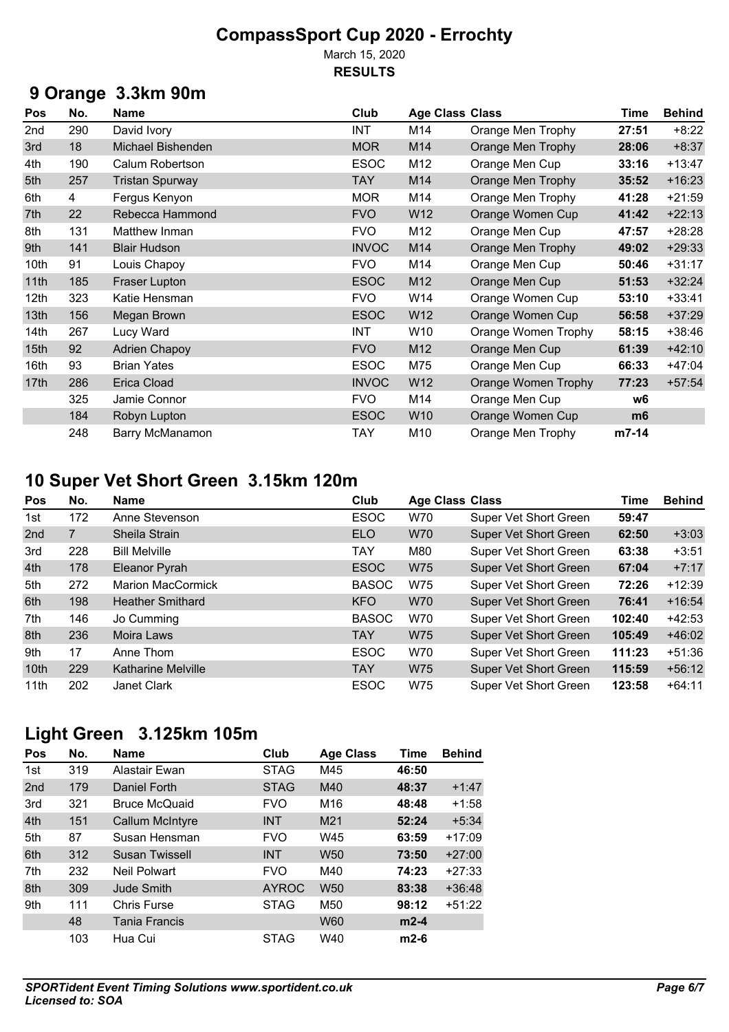# CompassSport Cup 2020 - Errochty

March 15, 2020

**RESULTS**

## 9 Orange 3.3km 90m

| Pos | No. | Name | Club | Age Class | Class | Time | Behind |
|---|---|---|---|---|---|---|---|
| 2nd | 290 | David Ivory | INT | M14 | Orange Men Trophy | **27:51** | +8:22 |
| 3rd | 18 | Michael Bishenden | MOR | M14 | Orange Men Trophy | **28:06** | +8:37 |
| 4th | 190 | Calum Robertson | ESOC | M12 | Orange Men Cup | **33:16** | +13:47 |
| 5th | 257 | Tristan Spurway | TAY | M14 | Orange Men Trophy | **35:52** | +16:23 |
| 6th | 4 | Fergus Kenyon | MOR | M14 | Orange Men Trophy | **41:28** | +21:59 |
| 7th | 22 | Rebecca Hammond | FVO | W12 | Orange Women Cup | **41:42** | +22:13 |
| 8th | 131 | Matthew Inman | FVO | M12 | Orange Men Cup | **47:57** | +28:28 |
| 9th | 141 | Blair Hudson | INVOC | M14 | Orange Men Trophy | **49:02** | +29:33 |
| 10th | 91 | Louis Chapoy | FVO | M14 | Orange Men Cup | **50:46** | +31:17 |
| 11th | 185 | Fraser Lupton | ESOC | M12 | Orange Men Cup | **51:53** | +32:24 |
| 12th | 323 | Katie Hensman | FVO | W14 | Orange Women Cup | **53:10** | +33:41 |
| 13th | 156 | Megan Brown | ESOC | W12 | Orange Women Cup | **56:58** | +37:29 |
| 14th | 267 | Lucy Ward | INT | W10 | Orange Women Trophy | **58:15** | +38:46 |
| 15th | 92 | Adrien Chapoy | FVO | M12 | Orange Men Cup | **61:39** | +42:10 |
| 16th | 93 | Brian Yates | ESOC | M75 | Orange Men Cup | **66:33** | +47:04 |
| 17th | 286 | Erica Cload | INVOC | W12 | Orange Women Trophy | **77:23** | +57:54 |
| | 325 | Jamie Connor | FVO | M14 | Orange Men Cup | **w6** | |
| | 184 | Robyn Lupton | ESOC | W10 | Orange Women Cup | **m6** | |
| | 248 | Barry McManamon | TAY | M10 | Orange Men Trophy | **m7-14** | |

## 10 Super Vet Short Green 3.15km 120m

| Pos | No. | Name | Club | Age Class | Class | Time | Behind |
|---|---|---|---|---|---|---|---|
| 1st | 172 | Anne Stevenson | ESOC | W70 | Super Vet Short Green | **59:47** | |
| 2nd | 7 | Sheila Strain | ELO | W70 | Super Vet Short Green | **62:50** | +3:03 |
| 3rd | 228 | Bill Melville | TAY | M80 | Super Vet Short Green | **63:38** | +3:51 |
| 4th | 178 | Eleanor Pyrah | ESOC | W75 | Super Vet Short Green | **67:04** | +7:17 |
| 5th | 272 | Marion MacCormick | BASOC | W75 | Super Vet Short Green | **72:26** | +12:39 |
| 6th | 198 | Heather Smithard | KFO | W70 | Super Vet Short Green | **76:41** | +16:54 |
| 7th | 146 | Jo Cumming | BASOC | W70 | Super Vet Short Green | **102:40** | +42:53 |
| 8th | 236 | Moira Laws | TAY | W75 | Super Vet Short Green | **105:49** | +46:02 |
| 9th | 17 | Anne Thom | ESOC | W70 | Super Vet Short Green | **111:23** | +51:36 |
| 10th | 229 | Katharine Melville | TAY | W75 | Super Vet Short Green | **115:59** | +56:12 |
| 11th | 202 | Janet Clark | ESOC | W75 | Super Vet Short Green | **123:58** | +64:11 |

## Light Green 3.125km 105m

| Pos | No. | Name | Club | Age Class | Time | Behind |
|---|---|---|---|---|---|---|
| 1st | 319 | Alastair Ewan | STAG | M45 | **46:50** | |
| 2nd | 179 | Daniel Forth | STAG | M40 | **48:37** | +1:47 |
| 3rd | 321 | Bruce McQuaid | FVO | M16 | **48:48** | +1:58 |
| 4th | 151 | Callum McIntyre | INT | M21 | **52:24** | +5:34 |
| 5th | 87 | Susan Hensman | FVO | W45 | **63:59** | +17:09 |
| 6th | 312 | Susan Twissell | INT | W50 | **73:50** | +27:00 |
| 7th | 232 | Neil Polwart | FVO | M40 | **74:23** | +27:33 |
| 8th | 309 | Jude Smith | AYROC | W50 | **83:38** | +36:48 |
| 9th | 111 | Chris Furse | STAG | M50 | **98:12** | +51:22 |
| | 48 | Tania Francis | | W60 | **m2-4** | |
| | 103 | Hua Cui | STAG | W40 | **m2-6** | |

*SPORTident Event Timing Solutions www.sportident.co.uk*
*Licensed to: SOA*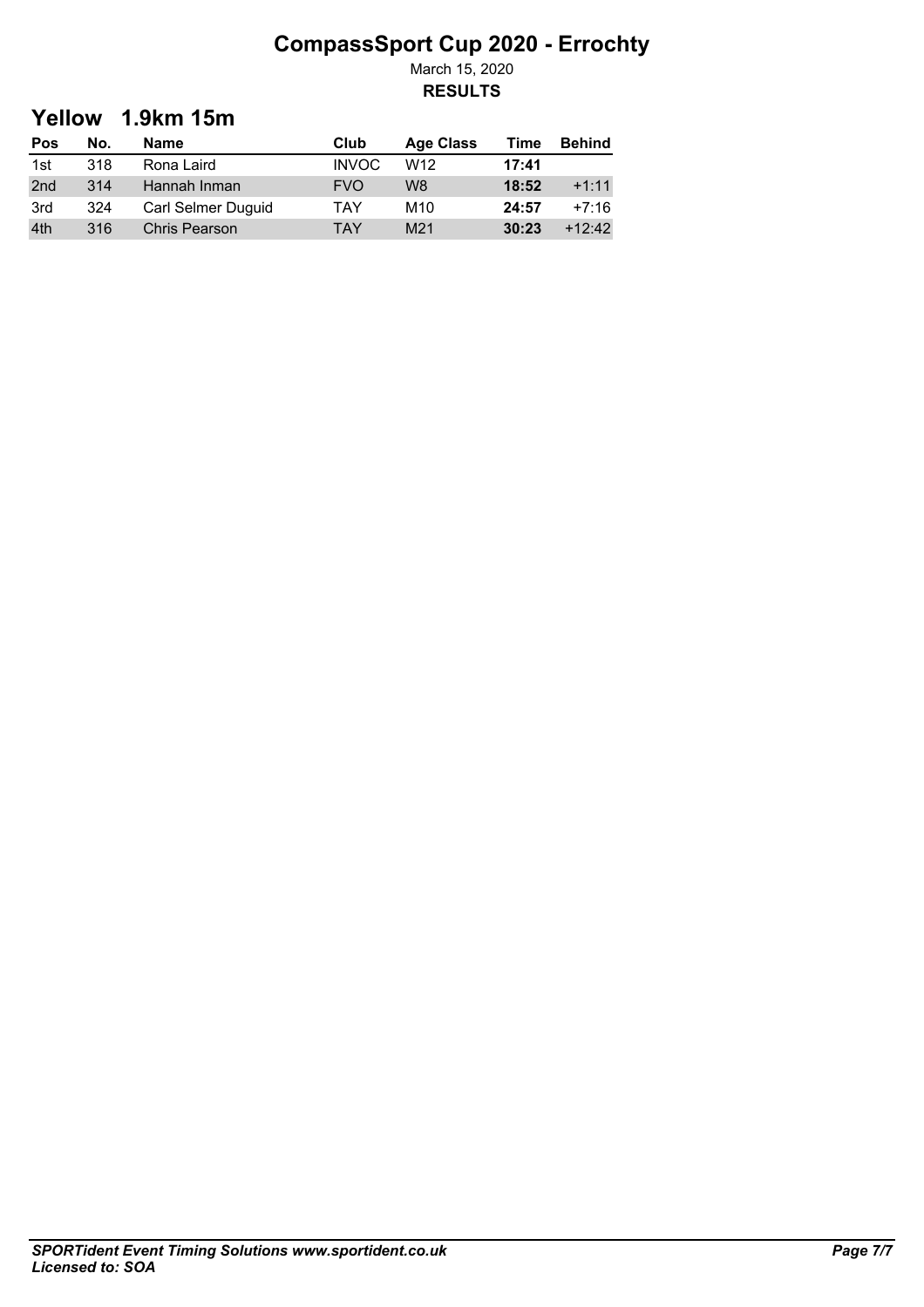# CompassSport Cup 2020 - Errochty

March 15, 2020

**RESULTS**

## Yellow 1.9km 15m

| Pos | No. | Name | Club | Age Class | Time | Behind |
|---|---|---|---|---|---|---|
| 1st | 318 | Rona Laird | INVOC | W12 | **17:41** | |
| 2nd | 314 | Hannah Inman | FVO | W8 | **18:52** | +1:11 |
| 3rd | 324 | Carl Selmer Duguid | TAY | M10 | **24:57** | +7:16 |
| 4th | 316 | Chris Pearson | TAY | M21 | **30:23** | +12:42 |

***SPORTident Event Timing Solutions www.sportident.co.uk***
***Licensed to: SOA***